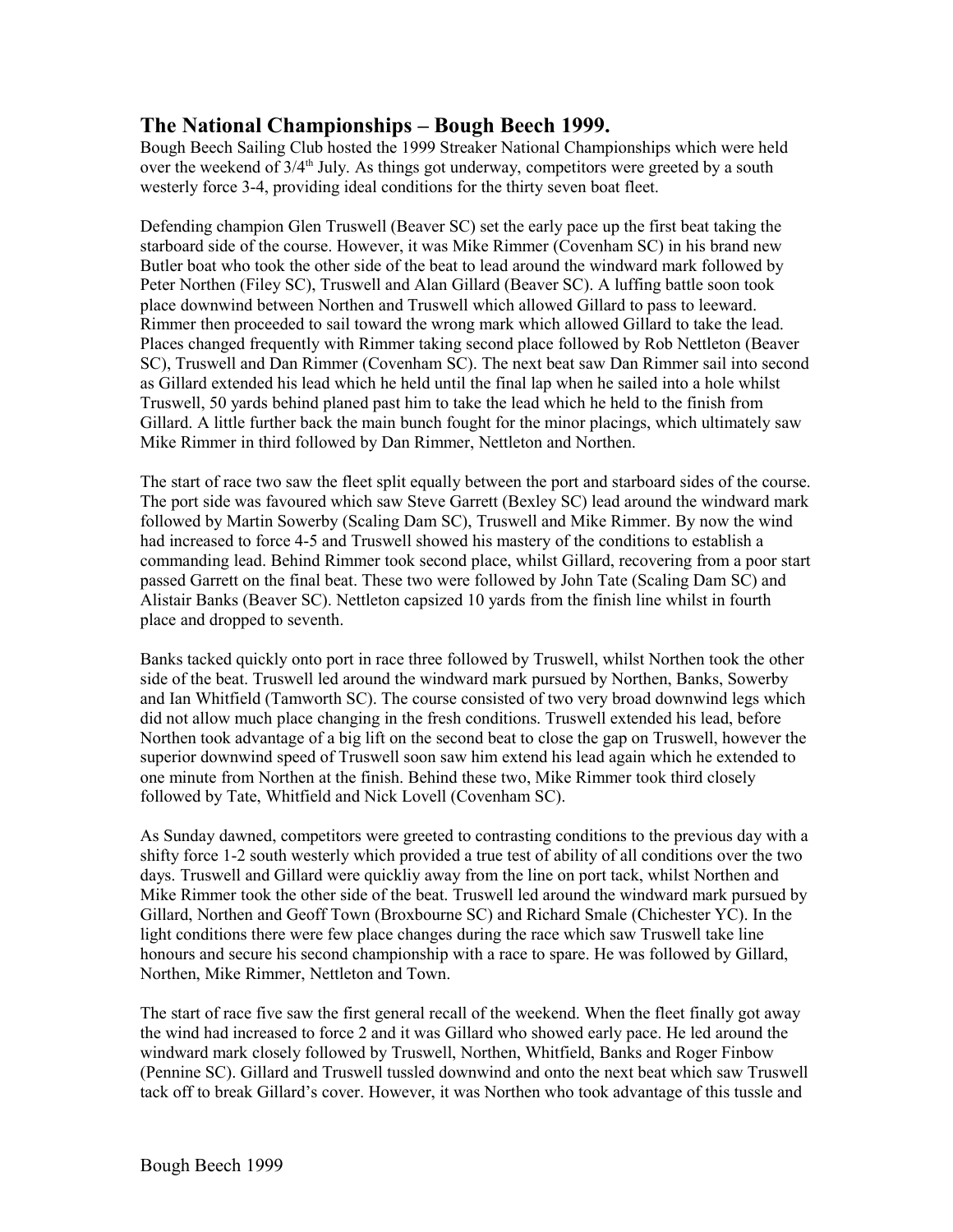## The National Championships – Bough Beech 1999.

Bough Beech Sailing Club hosted the 1999 Streaker National Championships which were held over the weekend of 3/4th July. As things got underway, competitors were greeted by a south westerly force 3-4, providing ideal conditions for the thirty seven boat fleet.

Defending champion Glen Truswell (Beaver SC) set the early pace up the first beat taking the starboard side of the course. However, it was Mike Rimmer (Covenham SC) in his brand new Butler boat who took the other side of the beat to lead around the windward mark followed by Peter Northen (Filey SC), Truswell and Alan Gillard (Beaver SC). A luffing battle soon took place downwind between Northen and Truswell which allowed Gillard to pass to leeward. Rimmer then proceeded to sail toward the wrong mark which allowed Gillard to take the lead. Places changed frequently with Rimmer taking second place followed by Rob Nettleton (Beaver SC), Truswell and Dan Rimmer (Covenham SC). The next beat saw Dan Rimmer sail into second as Gillard extended his lead which he held until the final lap when he sailed into a hole whilst Truswell, 50 yards behind planed past him to take the lead which he held to the finish from Gillard. A little further back the main bunch fought for the minor placings, which ultimately saw Mike Rimmer in third followed by Dan Rimmer, Nettleton and Northen.

The start of race two saw the fleet split equally between the port and starboard sides of the course. The port side was favoured which saw Steve Garrett (Bexley SC) lead around the windward mark followed by Martin Sowerby (Scaling Dam SC), Truswell and Mike Rimmer. By now the wind had increased to force 4-5 and Truswell showed his mastery of the conditions to establish a commanding lead. Behind Rimmer took second place, whilst Gillard, recovering from a poor start passed Garrett on the final beat. These two were followed by John Tate (Scaling Dam SC) and Alistair Banks (Beaver SC). Nettleton capsized 10 yards from the finish line whilst in fourth place and dropped to seventh.

Banks tacked quickly onto port in race three followed by Truswell, whilst Northen took the other side of the beat. Truswell led around the windward mark pursued by Northen, Banks, Sowerby and Ian Whitfield (Tamworth SC). The course consisted of two very broad downwind legs which did not allow much place changing in the fresh conditions. Truswell extended his lead, before Northen took advantage of a big lift on the second beat to close the gap on Truswell, however the superior downwind speed of Truswell soon saw him extend his lead again which he extended to one minute from Northen at the finish. Behind these two, Mike Rimmer took third closely followed by Tate, Whitfield and Nick Lovell (Covenham SC).

As Sunday dawned, competitors were greeted to contrasting conditions to the previous day with a shifty force 1-2 south westerly which provided a true test of ability of all conditions over the two days. Truswell and Gillard were quickliy away from the line on port tack, whilst Northen and Mike Rimmer took the other side of the beat. Truswell led around the windward mark pursued by Gillard, Northen and Geoff Town (Broxbourne SC) and Richard Smale (Chichester YC). In the light conditions there were few place changes during the race which saw Truswell take line honours and secure his second championship with a race to spare. He was followed by Gillard, Northen, Mike Rimmer, Nettleton and Town.

The start of race five saw the first general recall of the weekend. When the fleet finally got away the wind had increased to force 2 and it was Gillard who showed early pace. He led around the windward mark closely followed by Truswell, Northen, Whitfield, Banks and Roger Finbow (Pennine SC). Gillard and Truswell tussled downwind and onto the next beat which saw Truswell tack off to break Gillard's cover. However, it was Northen who took advantage of this tussle and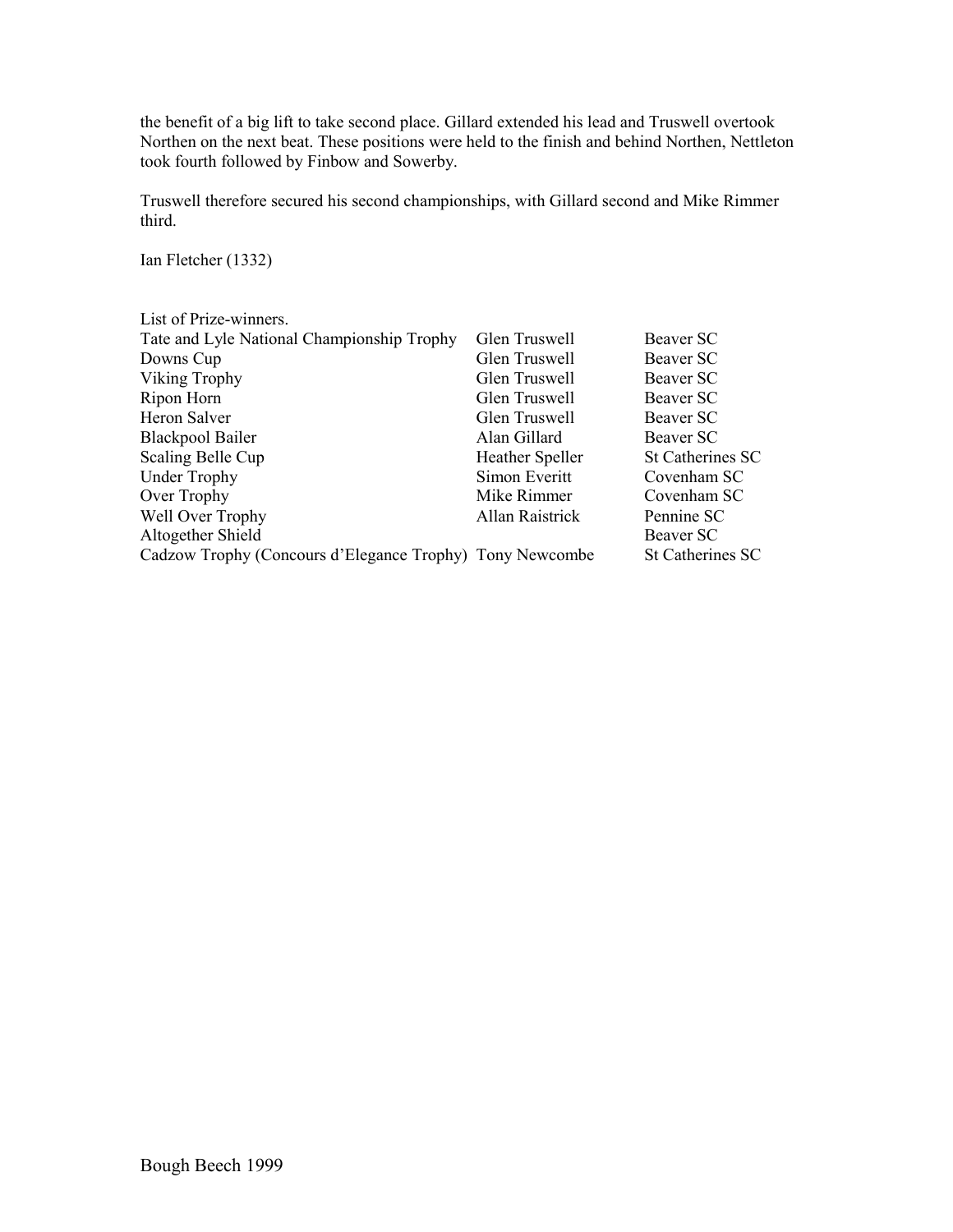the benefit of a big lift to take second place. Gillard extended his lead and Truswell overtook Northen on the next beat. These positions were held to the finish and behind Northen, Nettleton took fourth followed by Finbow and Sowerby.

Truswell therefore secured his second championships, with Gillard second and Mike Rimmer third.

Ian Fletcher (1332)

List of Prize-winners.

| Prize | Winner | Club |
|---|---|---|
| Tate and Lyle National Championship Trophy | Glen Truswell | Beaver SC |
| Downs Cup | Glen Truswell | Beaver SC |
| Viking Trophy | Glen Truswell | Beaver SC |
| Ripon Horn | Glen Truswell | Beaver SC |
| Heron Salver | Glen Truswell | Beaver SC |
| Blackpool Bailer | Alan Gillard | Beaver SC |
| Scaling Belle Cup | Heather Speller | St Catherines SC |
| Under Trophy | Simon Everitt | Covenham SC |
| Over Trophy | Mike Rimmer | Covenham SC |
| Well Over Trophy | Allan Raistrick | Pennine SC |
| Altogether Shield | | Beaver SC |
| Cadzow Trophy (Concours d'Elegance Trophy) | Tony Newcombe | St Catherines SC |

## Bough Beech 1999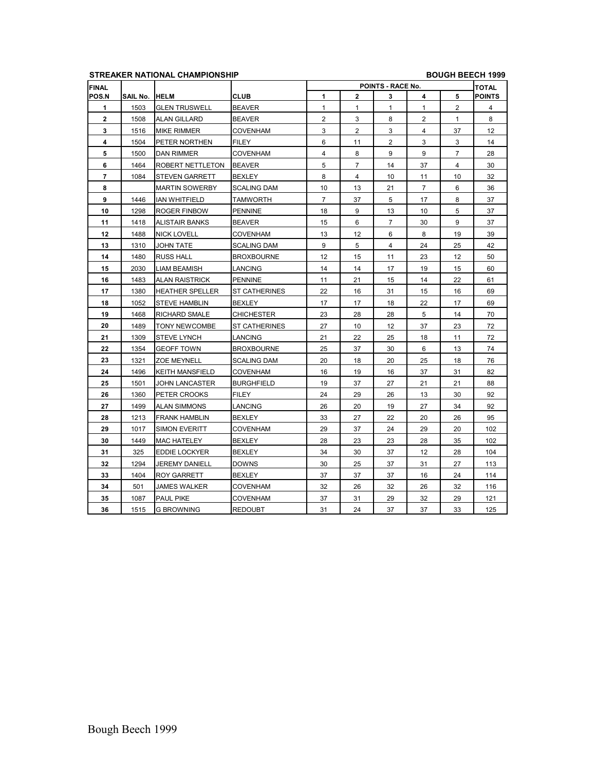**STREAKER NATIONAL CHAMPIONSHIP** **BOUGH BEECH 1999**

| FINAL POS.N | SAIL No. | HELM | CLUB | POINTS - RACE No. 1 | 2 | 3 | 4 | 5 | TOTAL POINTS |
|---|---|---|---|---|---|---|---|---|---|
| 1 | 1503 | GLEN TRUSWELL | BEAVER | 1 | 1 | 1 | 1 | 2 | 4 |
| 2 | 1508 | ALAN GILLARD | BEAVER | 2 | 3 | 8 | 2 | 1 | 8 |
| 3 | 1516 | MIKE RIMMER | COVENHAM | 3 | 2 | 3 | 4 | 37 | 12 |
| 4 | 1504 | PETER NORTHEN | FILEY | 6 | 11 | 2 | 3 | 3 | 14 |
| 5 | 1500 | DAN RIMMER | COVENHAM | 4 | 8 | 9 | 9 | 7 | 28 |
| 6 | 1464 | ROBERT NETTLETON | BEAVER | 5 | 7 | 14 | 37 | 4 | 30 |
| 7 | 1084 | STEVEN GARRETT | BEXLEY | 8 | 4 | 10 | 11 | 10 | 32 |
| 8 | | MARTIN SOWERBY | SCALING DAM | 10 | 13 | 21 | 7 | 6 | 36 |
| 9 | 1446 | IAN WHITFIELD | TAMWORTH | 7 | 37 | 5 | 17 | 8 | 37 |
| 10 | 1298 | ROGER FINBOW | PENNINE | 18 | 9 | 13 | 10 | 5 | 37 |
| 11 | 1418 | ALISTAIR BANKS | BEAVER | 15 | 6 | 7 | 30 | 9 | 37 |
| 12 | 1488 | NICK LOVELL | COVENHAM | 13 | 12 | 6 | 8 | 19 | 39 |
| 13 | 1310 | JOHN TATE | SCALING DAM | 9 | 5 | 4 | 24 | 25 | 42 |
| 14 | 1480 | RUSS HALL | BROXBOURNE | 12 | 15 | 11 | 23 | 12 | 50 |
| 15 | 2030 | LIAM BEAMISH | LANCING | 14 | 14 | 17 | 19 | 15 | 60 |
| 16 | 1483 | ALAN RAISTRICK | PENNINE | 11 | 21 | 15 | 14 | 22 | 61 |
| 17 | 1380 | HEATHER SPELLER | ST CATHERINES | 22 | 16 | 31 | 15 | 16 | 69 |
| 18 | 1052 | STEVE HAMBLIN | BEXLEY | 17 | 17 | 18 | 22 | 17 | 69 |
| 19 | 1468 | RICHARD SMALE | CHICHESTER | 23 | 28 | 28 | 5 | 14 | 70 |
| 20 | 1489 | TONY NEWCOMBE | ST CATHERINES | 27 | 10 | 12 | 37 | 23 | 72 |
| 21 | 1309 | STEVE LYNCH | LANCING | 21 | 22 | 25 | 18 | 11 | 72 |
| 22 | 1354 | GEOFF TOWN | BROXBOURNE | 25 | 37 | 30 | 6 | 13 | 74 |
| 23 | 1321 | ZOE MEYNELL | SCALING DAM | 20 | 18 | 20 | 25 | 18 | 76 |
| 24 | 1496 | KEITH MANSFIELD | COVENHAM | 16 | 19 | 16 | 37 | 31 | 82 |
| 25 | 1501 | JOHN LANCASTER | BURGHFIELD | 19 | 37 | 27 | 21 | 21 | 88 |
| 26 | 1360 | PETER CROOKS | FILEY | 24 | 29 | 26 | 13 | 30 | 92 |
| 27 | 1499 | ALAN SIMMONS | LANCING | 26 | 20 | 19 | 27 | 34 | 92 |
| 28 | 1213 | FRANK HAMBLIN | BEXLEY | 33 | 27 | 22 | 20 | 26 | 95 |
| 29 | 1017 | SIMON EVERITT | COVENHAM | 29 | 37 | 24 | 29 | 20 | 102 |
| 30 | 1449 | MAC HATELEY | BEXLEY | 28 | 23 | 23 | 28 | 35 | 102 |
| 31 | 325 | EDDIE LOCKYER | BEXLEY | 34 | 30 | 37 | 12 | 28 | 104 |
| 32 | 1294 | JEREMY DANIELL | DOWNS | 30 | 25 | 37 | 31 | 27 | 113 |
| 33 | 1404 | ROY GARRETT | BEXLEY | 37 | 37 | 37 | 16 | 24 | 114 |
| 34 | 501 | JAMES WALKER | COVENHAM | 32 | 26 | 32 | 26 | 32 | 116 |
| 35 | 1087 | PAUL PIKE | COVENHAM | 37 | 31 | 29 | 32 | 29 | 121 |
| 36 | 1515 | G BROWNING | REDOUBT | 31 | 24 | 37 | 37 | 33 | 125 |